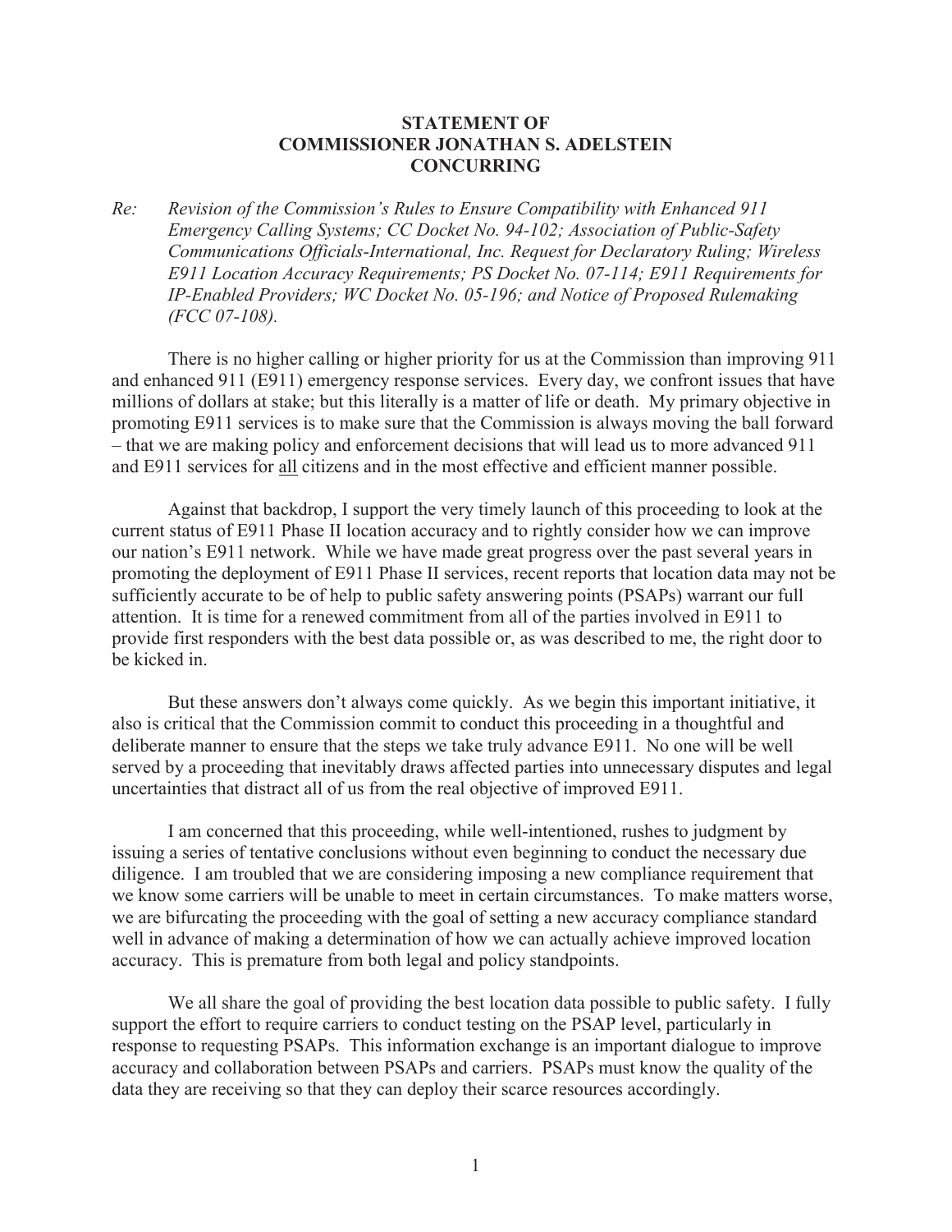**STATEMENT OF
COMMISSIONER JONATHAN S. ADELSTEIN
CONCURRING**

*Re: Revision of the Commission's Rules to Ensure Compatibility with Enhanced 911 Emergency Calling Systems; CC Docket No. 94-102; Association of Public-Safety Communications Officials-International, Inc. Request for Declaratory Ruling; Wireless E911 Location Accuracy Requirements; PS Docket No. 07-114; E911 Requirements for IP-Enabled Providers; WC Docket No. 05-196; and Notice of Proposed Rulemaking (FCC 07-108).*

There is no higher calling or higher priority for us at the Commission than improving 911 and enhanced 911 (E911) emergency response services. Every day, we confront issues that have millions of dollars at stake; but this literally is a matter of life or death. My primary objective in promoting E911 services is to make sure that the Commission is always moving the ball forward – that we are making policy and enforcement decisions that will lead us to more advanced 911 and E911 services for <u>all</u> citizens and in the most effective and efficient manner possible.

Against that backdrop, I support the very timely launch of this proceeding to look at the current status of E911 Phase II location accuracy and to rightly consider how we can improve our nation's E911 network. While we have made great progress over the past several years in promoting the deployment of E911 Phase II services, recent reports that location data may not be sufficiently accurate to be of help to public safety answering points (PSAPs) warrant our full attention. It is time for a renewed commitment from all of the parties involved in E911 to provide first responders with the best data possible or, as was described to me, the right door to be kicked in.

But these answers don't always come quickly. As we begin this important initiative, it also is critical that the Commission commit to conduct this proceeding in a thoughtful and deliberate manner to ensure that the steps we take truly advance E911. No one will be well served by a proceeding that inevitably draws affected parties into unnecessary disputes and legal uncertainties that distract all of us from the real objective of improved E911.

I am concerned that this proceeding, while well-intentioned, rushes to judgment by issuing a series of tentative conclusions without even beginning to conduct the necessary due diligence. I am troubled that we are considering imposing a new compliance requirement that we know some carriers will be unable to meet in certain circumstances. To make matters worse, we are bifurcating the proceeding with the goal of setting a new accuracy compliance standard well in advance of making a determination of how we can actually achieve improved location accuracy. This is premature from both legal and policy standpoints.

We all share the goal of providing the best location data possible to public safety. I fully support the effort to require carriers to conduct testing on the PSAP level, particularly in response to requesting PSAPs. This information exchange is an important dialogue to improve accuracy and collaboration between PSAPs and carriers. PSAPs must know the quality of the data they are receiving so that they can deploy their scarce resources accordingly.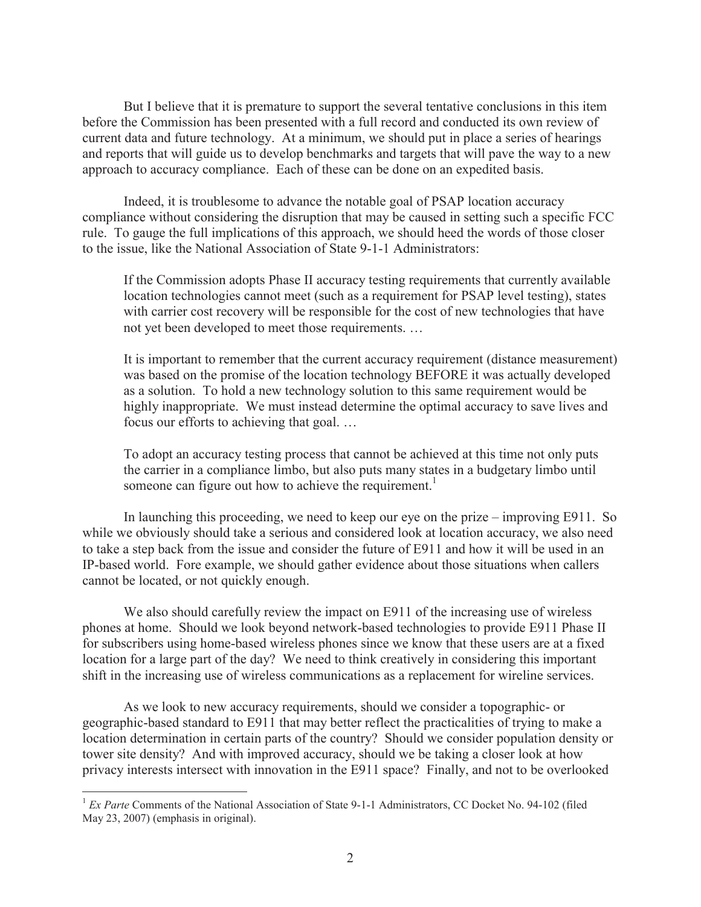But I believe that it is premature to support the several tentative conclusions in this item before the Commission has been presented with a full record and conducted its own review of current data and future technology. At a minimum, we should put in place a series of hearings and reports that will guide us to develop benchmarks and targets that will pave the way to a new approach to accuracy compliance. Each of these can be done on an expedited basis.

Indeed, it is troublesome to advance the notable goal of PSAP location accuracy compliance without considering the disruption that may be caused in setting such a specific FCC rule. To gauge the full implications of this approach, we should heed the words of those closer to the issue, like the National Association of State 9-1-1 Administrators:

> If the Commission adopts Phase II accuracy testing requirements that currently available location technologies cannot meet (such as a requirement for PSAP level testing), states with carrier cost recovery will be responsible for the cost of new technologies that have not yet been developed to meet those requirements. …
>
> It is important to remember that the current accuracy requirement (distance measurement) was based on the promise of the location technology BEFORE it was actually developed as a solution. To hold a new technology solution to this same requirement would be highly inappropriate. We must instead determine the optimal accuracy to save lives and focus our efforts to achieving that goal. …
>
> To adopt an accuracy testing process that cannot be achieved at this time not only puts the carrier in a compliance limbo, but also puts many states in a budgetary limbo until someone can figure out how to achieve the requirement.[1]

In launching this proceeding, we need to keep our eye on the prize – improving E911. So while we obviously should take a serious and considered look at location accuracy, we also need to take a step back from the issue and consider the future of E911 and how it will be used in an IP-based world. Fore example, we should gather evidence about those situations when callers cannot be located, or not quickly enough.

We also should carefully review the impact on E911 of the increasing use of wireless phones at home. Should we look beyond network-based technologies to provide E911 Phase II for subscribers using home-based wireless phones since we know that these users are at a fixed location for a large part of the day? We need to think creatively in considering this important shift in the increasing use of wireless communications as a replacement for wireline services.

As we look to new accuracy requirements, should we consider a topographic- or geographic-based standard to E911 that may better reflect the practicalities of trying to make a location determination in certain parts of the country? Should we consider population density or tower site density? And with improved accuracy, should we be taking a closer look at how privacy interests intersect with innovation in the E911 space? Finally, and not to be overlooked

---

[1] *Ex Parte* Comments of the National Association of State 9-1-1 Administrators, CC Docket No. 94-102 (filed May 23, 2007) (emphasis in original).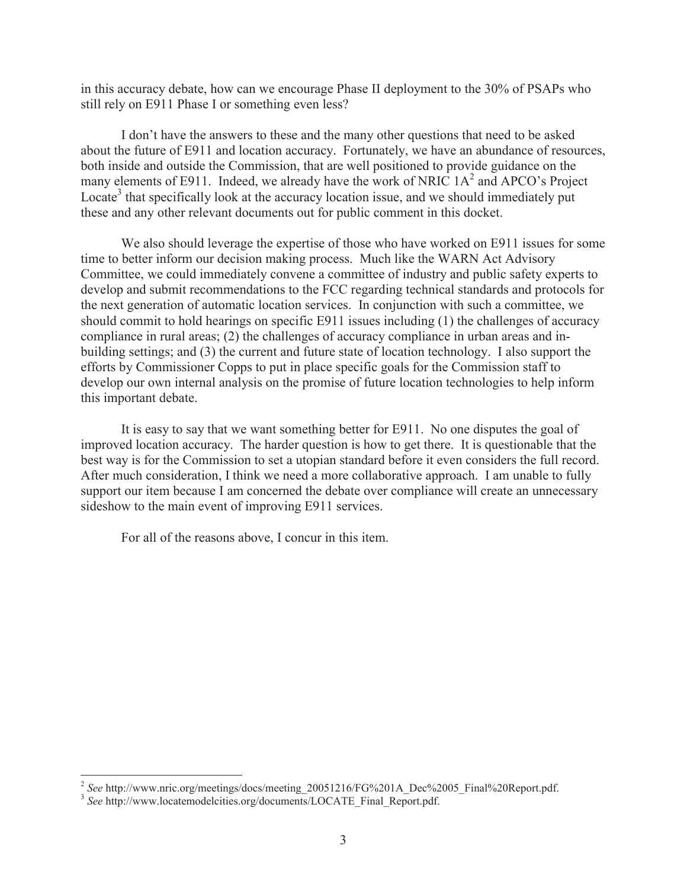in this accuracy debate, how can we encourage Phase II deployment to the 30% of PSAPs who still rely on E911 Phase I or something even less?

I don't have the answers to these and the many other questions that need to be asked about the future of E911 and location accuracy. Fortunately, we have an abundance of resources, both inside and outside the Commission, that are well positioned to provide guidance on the many elements of E911. Indeed, we already have the work of NRIC 1A[2] and APCO's Project Locate[3] that specifically look at the accuracy location issue, and we should immediately put these and any other relevant documents out for public comment in this docket.

We also should leverage the expertise of those who have worked on E911 issues for some time to better inform our decision making process. Much like the WARN Act Advisory Committee, we could immediately convene a committee of industry and public safety experts to develop and submit recommendations to the FCC regarding technical standards and protocols for the next generation of automatic location services. In conjunction with such a committee, we should commit to hold hearings on specific E911 issues including (1) the challenges of accuracy compliance in rural areas; (2) the challenges of accuracy compliance in urban areas and in-building settings; and (3) the current and future state of location technology. I also support the efforts by Commissioner Copps to put in place specific goals for the Commission staff to develop our own internal analysis on the promise of future location technologies to help inform this important debate.

It is easy to say that we want something better for E911. No one disputes the goal of improved location accuracy. The harder question is how to get there. It is questionable that the best way is for the Commission to set a utopian standard before it even considers the full record. After much consideration, I think we need a more collaborative approach. I am unable to fully support our item because I am concerned the debate over compliance will create an unnecessary sideshow to the main event of improving E911 services.

For all of the reasons above, I concur in this item.

---

[2] *See* http://www.nric.org/meetings/docs/meeting_20051216/FG%201A_Dec%2005_Final%20Report.pdf.

[3] *See* http://www.locatemodelcities.org/documents/LOCATE_Final_Report.pdf.